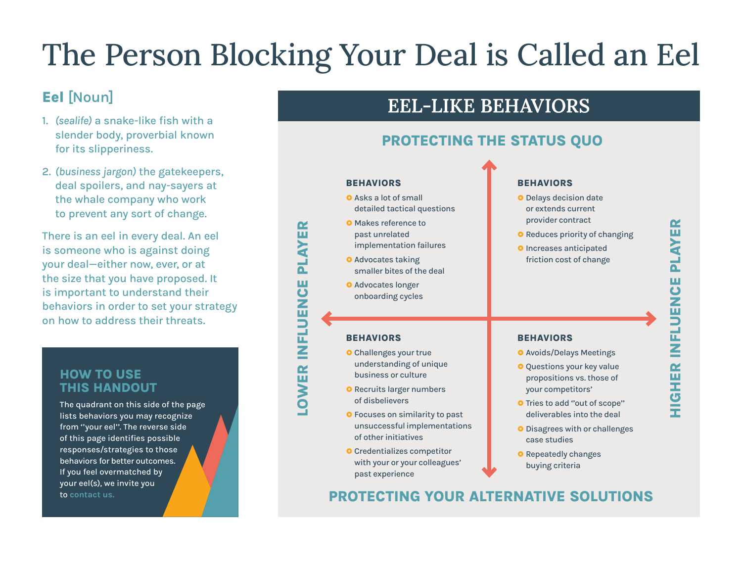# The Person Blocking Your Deal is Called an Eel

## Eel [Noun]

1. *(sealife)* a snake-like fish with a slender body, proverbial known for its slipperiness.
2. *(business jargon)* the gatekeepers, deal spoilers, and nay-sayers at the whale company who work to prevent any sort of change.

There is an eel in every deal. An eel is someone who is against doing your deal—either now, ever, or at the size that you have proposed. It is important to understand their behaviors in order to set your strategy on how to address their threats.

### HOW TO USE THIS HANDOUT

The quadrant on this side of the page lists behaviors you may recognize from "your eel". The reverse side of this page identifies possible responses/strategies to those behaviors for better outcomes. If you feel overmatched by your eel(s), we invite you to contact us.

## EEL-LIKE BEHAVIORS

**PROTECTING THE STATUS QUO** (top) / **PROTECTING YOUR ALTERNATIVE SOLUTIONS** (bottom)

**LOWER INFLUENCE PLAYER** (left) / **HIGHER INFLUENCE PLAYER** (right)

### Protecting the Status Quo — Lower Influence Player

**BEHAVIORS**

- Asks a lot of small detailed tactical questions
- Makes reference to past unrelated implementation failures
- Advocates taking smaller bites of the deal
- Advocates longer onboarding cycles

### Protecting the Status Quo — Higher Influence Player

**BEHAVIORS**

- Delays decision date or extends current provider contract
- Reduces priority of changing
- Increases anticipated friction cost of change

### Protecting Your Alternative Solutions — Lower Influence Player

**BEHAVIORS**

- Challenges your true understanding of unique business or culture
- Recruits larger numbers of disbelievers
- Focuses on similarity to past unsuccessful implementations of other initiatives
- Credentializes competitor with your or your colleagues' past experience

### Protecting Your Alternative Solutions — Higher Influence Player

**BEHAVIORS**

- Avoids/Delays Meetings
- Questions your key value propositions vs. those of your competitors'
- Tries to add "out of scope" deliverables into the deal
- Disagrees with or challenges case studies
- Repeatedly changes buying criteria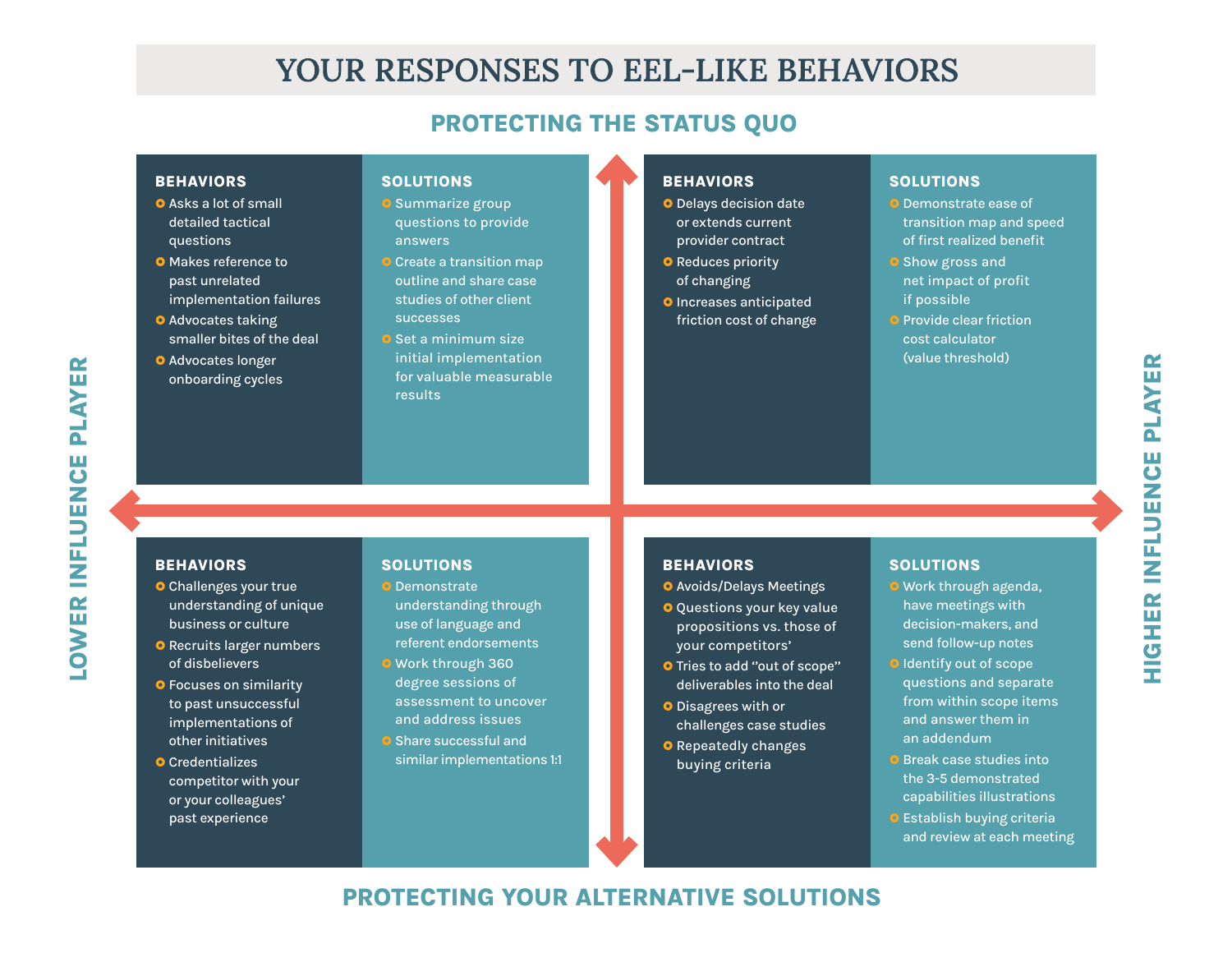# YOUR RESPONSES TO EEL-LIKE BEHAVIORS

**PROTECTING THE STATUS QUO**

**LOWER INFLUENCE PLAYER**

**HIGHER INFLUENCE PLAYER**

**PROTECTING YOUR ALTERNATIVE SOLUTIONS**

## Protecting the Status Quo — Lower Influence Player

### BEHAVIORS

- Asks a lot of small detailed tactical questions
- Makes reference to past unrelated implementation failures
- Advocates taking smaller bites of the deal
- Advocates longer onboarding cycles

### SOLUTIONS

- Summarize group questions to provide answers
- Create a transition map outline and share case studies of other client successes
- Set a minimum size initial implementation for valuable measurable results

## Protecting the Status Quo — Higher Influence Player

### BEHAVIORS

- Delays decision date or extends current provider contract
- Reduces priority of changing
- Increases anticipated friction cost of change

### SOLUTIONS

- Demonstrate ease of transition map and speed of first realized benefit
- Show gross and net impact of profit if possible
- Provide clear friction cost calculator (value threshold)

## Protecting Your Alternative Solutions — Lower Influence Player

### BEHAVIORS

- Challenges your true understanding of unique business or culture
- Recruits larger numbers of disbelievers
- Focuses on similarity to past unsuccessful implementations of other initiatives
- Credentializes competitor with your or your colleagues' past experience

### SOLUTIONS

- Demonstrate understanding through use of language and referent endorsements
- Work through 360 degree sessions of assessment to uncover and address issues
- Share successful and similar implementations 1:1

## Protecting Your Alternative Solutions — Higher Influence Player

### BEHAVIORS

- Avoids/Delays Meetings
- Questions your key value propositions vs. those of your competitors'
- Tries to add "out of scope" deliverables into the deal
- Disagrees with or challenges case studies
- Repeatedly changes buying criteria

### SOLUTIONS

- Work through agenda, have meetings with decision-makers, and send follow-up notes
- Identify out of scope questions and separate from within scope items and answer them in an addendum
- Break case studies into the 3-5 demonstrated capabilities illustrations
- Establish buying criteria and review at each meeting